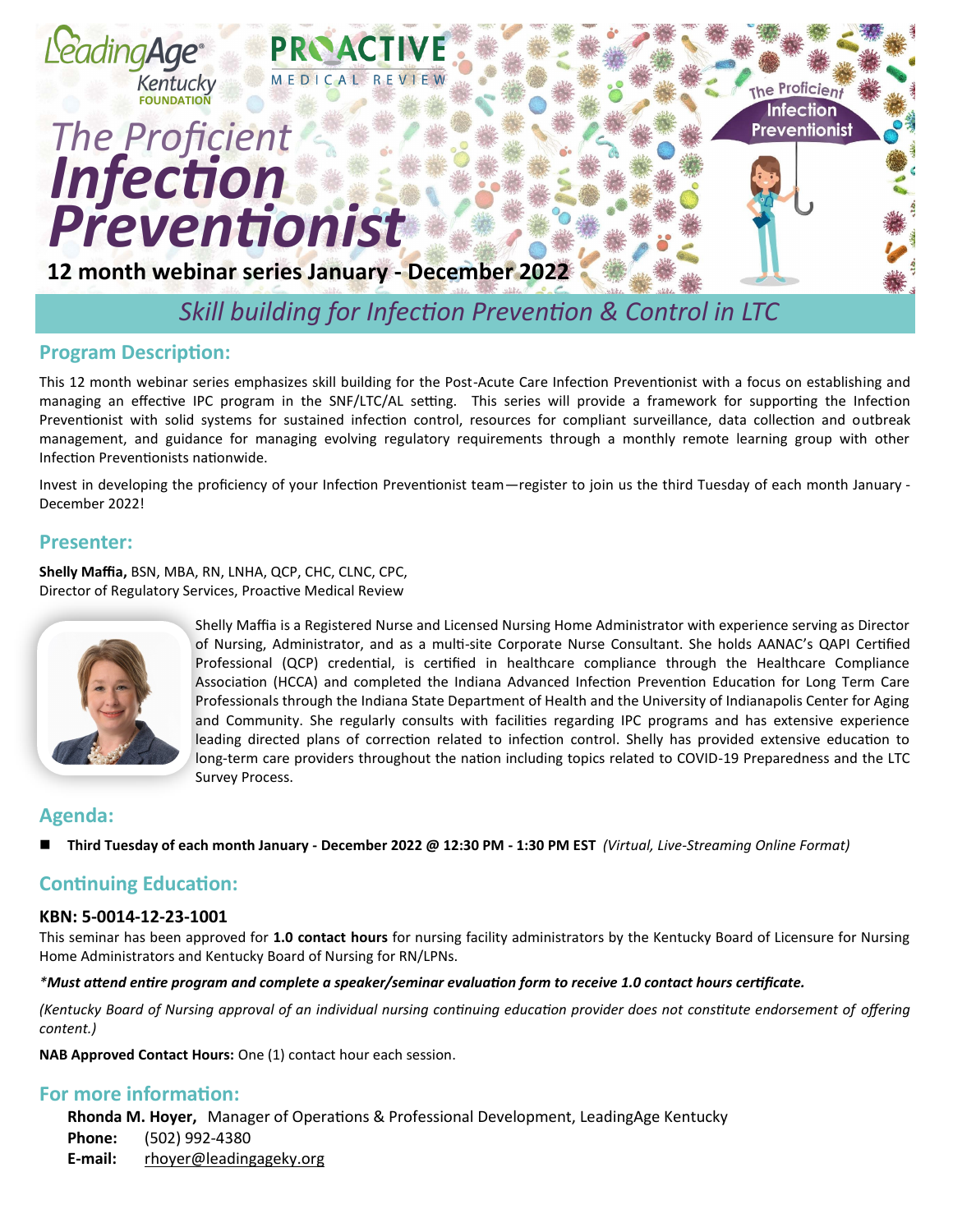LeadingAge Kentucky FOUNDATION

PROACTIVE MEDICAL REVIEW

# The Proficient Infection Preventionist

**12 month webinar series January - December 2022**

## *Skill building for Infection Prevention & Control in LTC*

## Program Description:

This 12 month webinar series emphasizes skill building for the Post-Acute Care Infection Preventionist with a focus on establishing and managing an effective IPC program in the SNF/LTC/AL setting. This series will provide a framework for supporting the Infection Preventionist with solid systems for sustained infection control, resources for compliant surveillance, data collection and outbreak management, and guidance for managing evolving regulatory requirements through a monthly remote learning group with other Infection Preventionists nationwide.

Invest in developing the proficiency of your Infection Preventionist team—register to join us the third Tuesday of each month January - December 2022!

## Presenter:

**Shelly Maffia,** BSN, MBA, RN, LNHA, QCP, CHC, CLNC, CPC,
Director of Regulatory Services, Proactive Medical Review

Shelly Maffia is a Registered Nurse and Licensed Nursing Home Administrator with experience serving as Director of Nursing, Administrator, and as a multi-site Corporate Nurse Consultant. She holds AANAC's QAPI Certified Professional (QCP) credential, is certified in healthcare compliance through the Healthcare Compliance Association (HCCA) and completed the Indiana Advanced Infection Prevention Education for Long Term Care Professionals through the Indiana State Department of Health and the University of Indianapolis Center for Aging and Community. She regularly consults with facilities regarding IPC programs and has extensive experience leading directed plans of correction related to infection control. Shelly has provided extensive education to long-term care providers throughout the nation including topics related to COVID-19 Preparedness and the LTC Survey Process.

## Agenda:

- **Third Tuesday of each month January - December 2022 @ 12:30 PM - 1:30 PM EST** *(Virtual, Live-Streaming Online Format)*

## Continuing Education:

### KBN: 5-0014-12-23-1001

This seminar has been approved for **1.0 contact hours** for nursing facility administrators by the Kentucky Board of Licensure for Nursing Home Administrators and Kentucky Board of Nursing for RN/LPNs.

***Must attend entire program and complete a speaker/seminar evaluation form to receive 1.0 contact hours certificate.***

*(Kentucky Board of Nursing approval of an individual nursing continuing education provider does not constitute endorsement of offering content.)*

**NAB Approved Contact Hours:** One (1) contact hour each session.

## For more information:

**Rhonda M. Hoyer,** Manager of Operations & Professional Development, LeadingAge Kentucky
**Phone:** (502) 992-4380
**E-mail:** rhoyer@leadingageky.org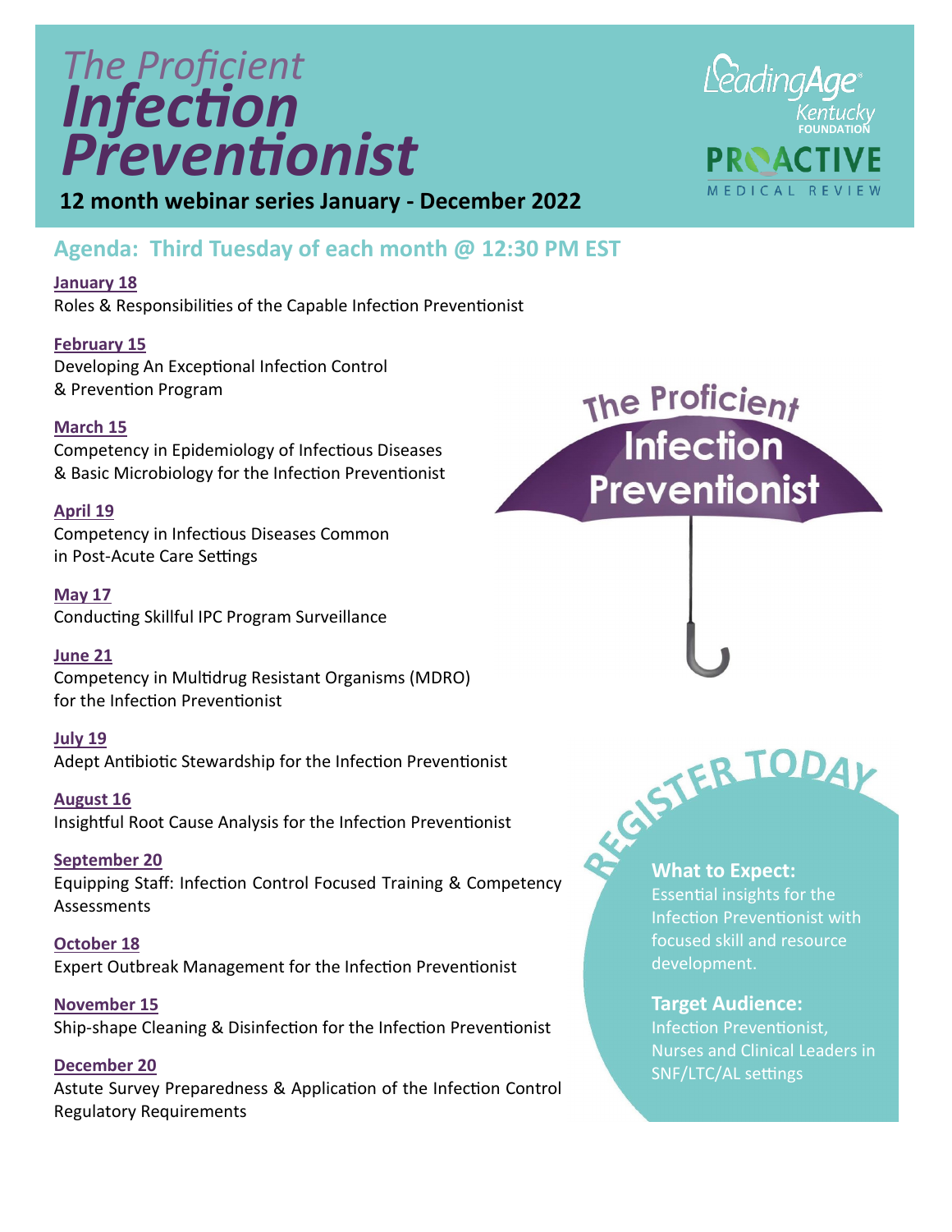# *The Proficient* ***Infection Preventionist***

**12 month webinar series January - December 2022**

LeadingAge Kentucky FOUNDATION

PROACTIVE MEDICAL REVIEW

## Agenda: Third Tuesday of each month @ 12:30 PM EST

**January 18**
Roles & Responsibilities of the Capable Infection Preventionist

**February 15**
Developing An Exceptional Infection Control & Prevention Program

**March 15**
Competency in Epidemiology of Infectious Diseases & Basic Microbiology for the Infection Preventionist

**April 19**
Competency in Infectious Diseases Common in Post-Acute Care Settings

**May 17**
Conducting Skillful IPC Program Surveillance

**June 21**
Competency in Multidrug Resistant Organisms (MDRO) for the Infection Preventionist

**July 19**
Adept Antibiotic Stewardship for the Infection Preventionist

**August 16**
Insightful Root Cause Analysis for the Infection Preventionist

**September 20**
Equipping Staff: Infection Control Focused Training & Competency Assessments

**October 18**
Expert Outbreak Management for the Infection Preventionist

**November 15**
Ship-shape Cleaning & Disinfection for the Infection Preventionist

**December 20**
Astute Survey Preparedness & Application of the Infection Control Regulatory Requirements

The Proficient Infection Preventionist

REGISTER TODAY

**What to Expect:**
Essential insights for the Infection Preventionist with focused skill and resource development.

**Target Audience:**
Infection Preventionist, Nurses and Clinical Leaders in SNF/LTC/AL settings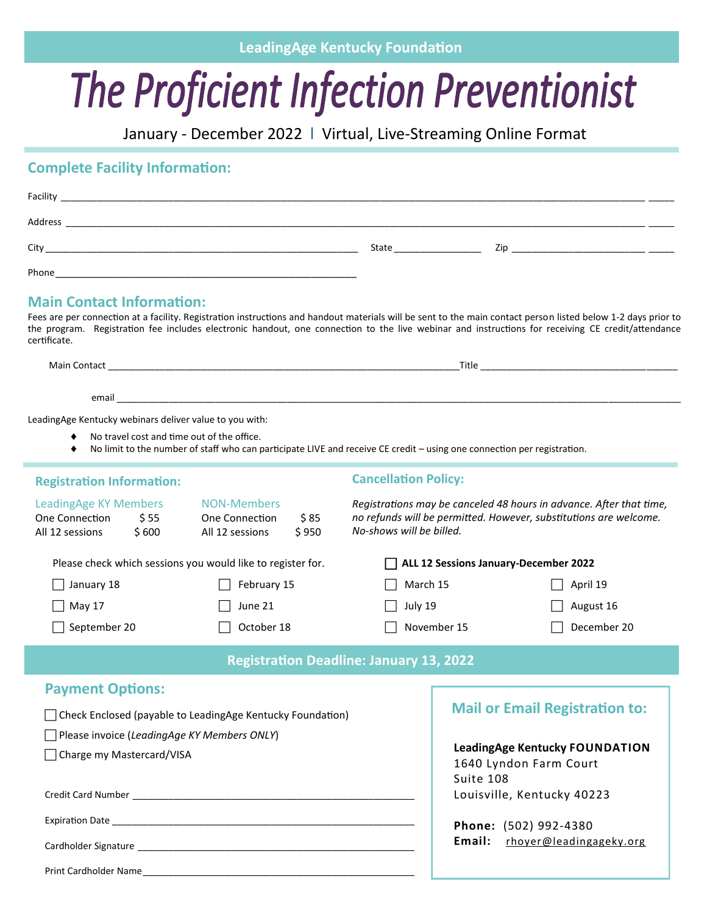LeadingAge Kentucky Foundation

# The Proficient Infection Preventionist

January - December 2022 | Virtual, Live-Streaming Online Format

## Complete Facility Information:

Facility ______________________________________________

Address ______________________________________________

City ______________________________ State ______________ Zip ______________________

Phone ______________________________

## Main Contact Information:

Fees are per connection at a facility. Registration instructions and handout materials will be sent to the main contact person listed below 1-2 days prior to the program. Registration fee includes electronic handout, one connection to the live webinar and instructions for receiving CE credit/attendance certificate.

Main Contact ______________________________ Title ______________________________

email ______________________________________________

LeadingAge Kentucky webinars deliver value to you with:

- No travel cost and time out of the office.
- No limit to the number of staff who can participate LIVE and receive CE credit – using one connection per registration.

### Registration Information:

| LeadingAge KY Members | | NON-Members | |
|---|---|---|---|
| One Connection | $ 55 | One Connection | $ 85 |
| All 12 sessions | $ 600 | All 12 sessions | $ 950 |

### Cancellation Policy:

*Registrations may be canceled 48 hours in advance. After that time, no refunds will be permitted. However, substitutions are welcome. No-shows will be billed.*

Please check which sessions you would like to register for.

☐ **ALL 12 Sessions January-December 2022**

| | | | |
|---|---|---|---|
| ☐ January 18 | ☐ February 15 | ☐ March 15 | ☐ April 19 |
| ☐ May 17 | ☐ June 21 | ☐ July 19 | ☐ August 16 |
| ☐ September 20 | ☐ October 18 | ☐ November 15 | ☐ December 20 |

**Registration Deadline: January 13, 2022**

### Payment Options:

☐ Check Enclosed (payable to LeadingAge Kentucky Foundation)

☐ Please invoice (*LeadingAge KY Members ONLY*)

☐ Charge my Mastercard/VISA

Credit Card Number ______________________________

Expiration Date ______________________________

Cardholder Signature ______________________________

Print Cardholder Name ______________________________

### Mail or Email Registration to:

**LeadingAge Kentucky FOUNDATION**
1640 Lyndon Farm Court
Suite 108
Louisville, Kentucky 40223

**Phone:** (502) 992-4380
**Email:** rhoyer@leadingageky.org